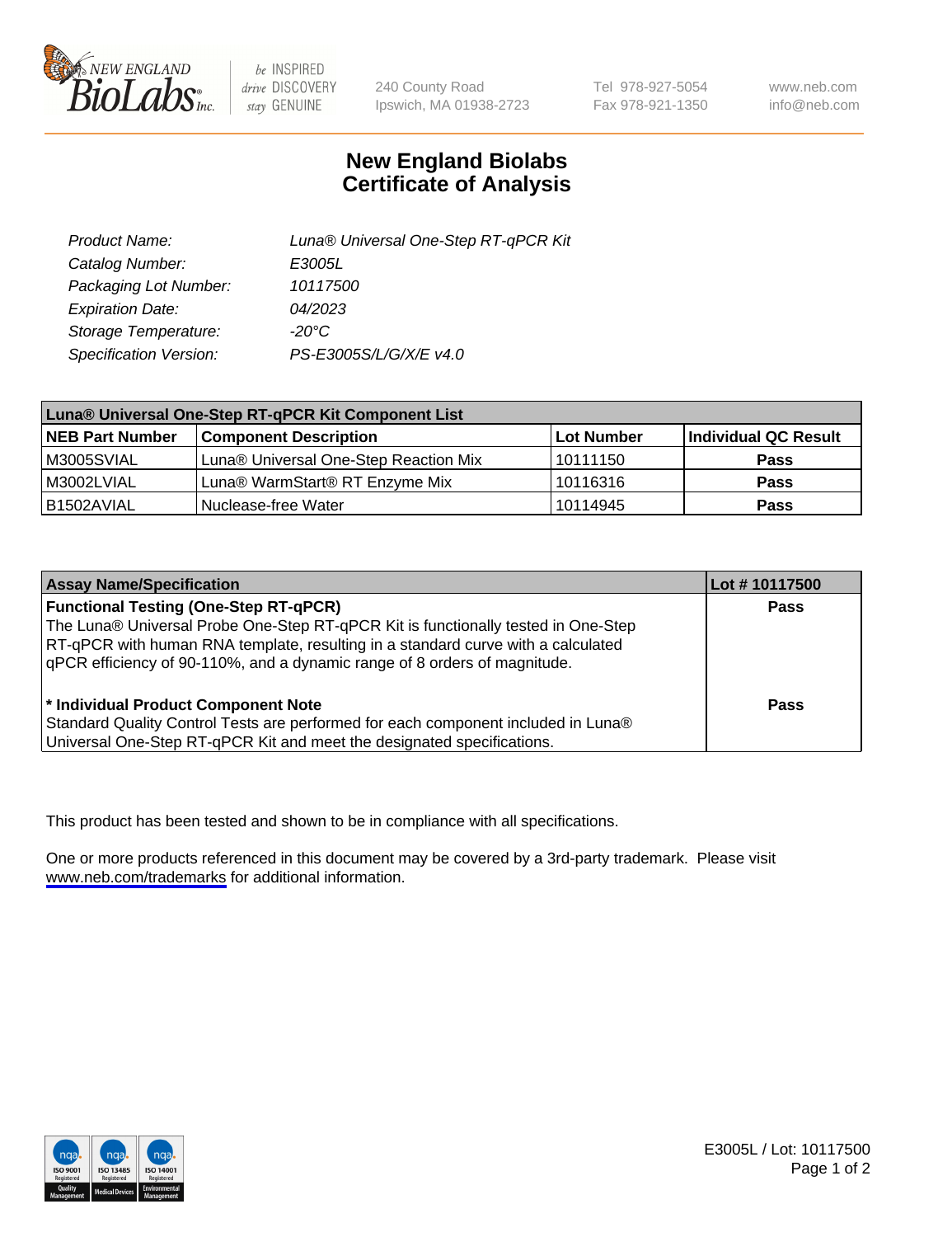# New England Biolabs Certificate of Analysis

| | |
|---|---|
| *Product Name:* | *Luna® Universal One-Step RT-qPCR Kit* |
| *Catalog Number:* | *E3005L* |
| *Packaging Lot Number:* | *10117500* |
| *Expiration Date:* | *04/2023* |
| *Storage Temperature:* | *-20°C* |
| *Specification Version:* | *PS-E3005S/L/G/X/E v4.0* |

| **Luna® Universal One-Step RT-qPCR Kit Component List** | | | |
|---|---|---|---|
| **NEB Part Number** | **Component Description** | **Lot Number** | **Individual QC Result** |
| M3005SVIAL | Luna® Universal One-Step Reaction Mix | 10111150 | **Pass** |
| M3002LVIAL | Luna® WarmStart® RT Enzyme Mix | 10116316 | **Pass** |
| B1502AVIAL | Nuclease-free Water | 10114945 | **Pass** |

| **Assay Name/Specification** | **Lot # 10117500** |
|---|---|
| **Functional Testing (One-Step RT-qPCR)** The Luna® Universal Probe One-Step RT-qPCR Kit is functionally tested in One-Step RT-qPCR with human RNA template, resulting in a standard curve with a calculated qPCR efficiency of 90-110%, and a dynamic range of 8 orders of magnitude. | **Pass** |
| **\* Individual Product Component Note** Standard Quality Control Tests are performed for each component included in Luna® Universal One-Step RT-qPCR Kit and meet the designated specifications. | **Pass** |

This product has been tested and shown to be in compliance with all specifications.

One or more products referenced in this document may be covered by a 3rd-party trademark. Please visit www.neb.com/trademarks for additional information.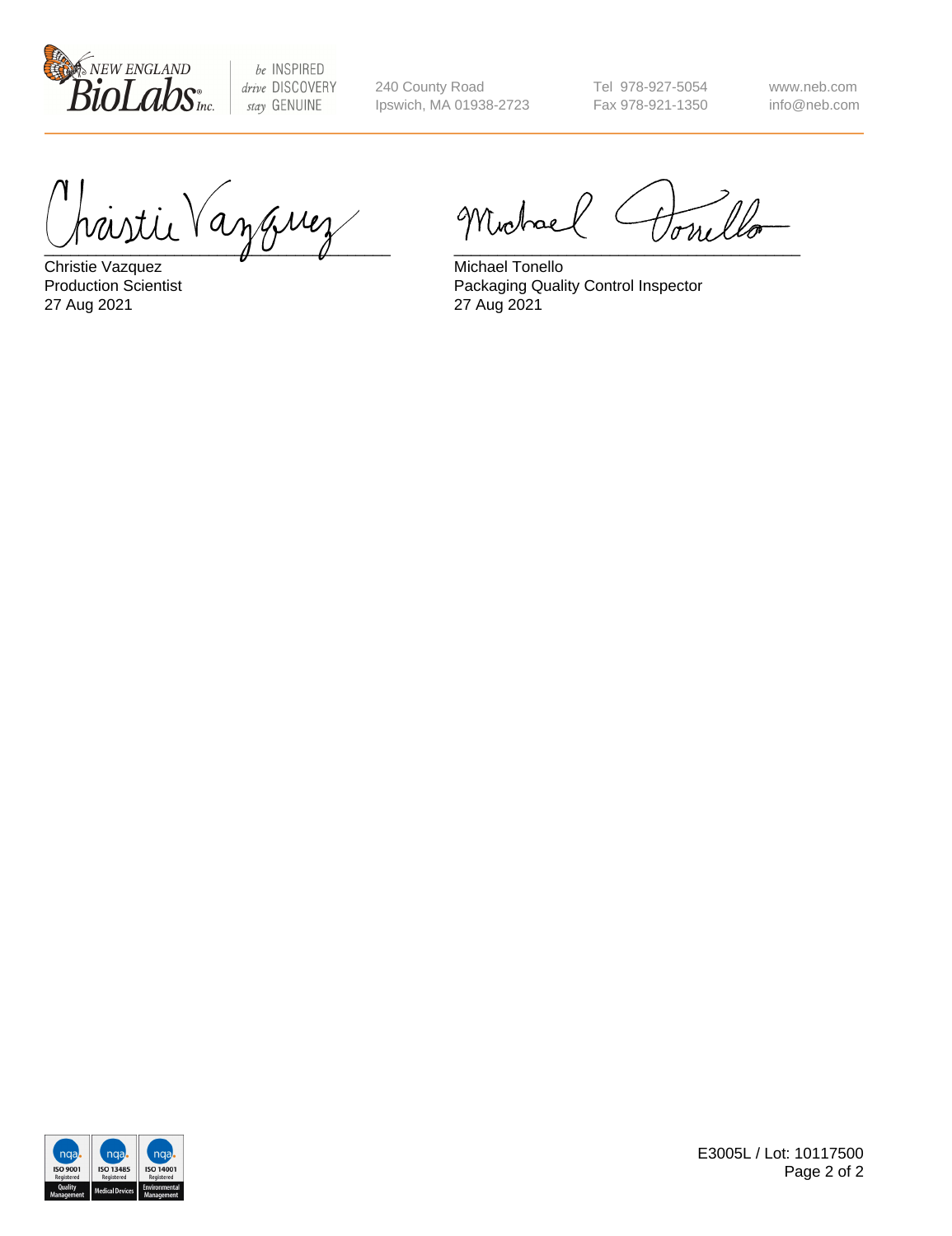Christie Vazquez
Production Scientist
27 Aug 2021

Michael Tonello
Packaging Quality Control Inspector
27 Aug 2021

E3005L / Lot: 10117500